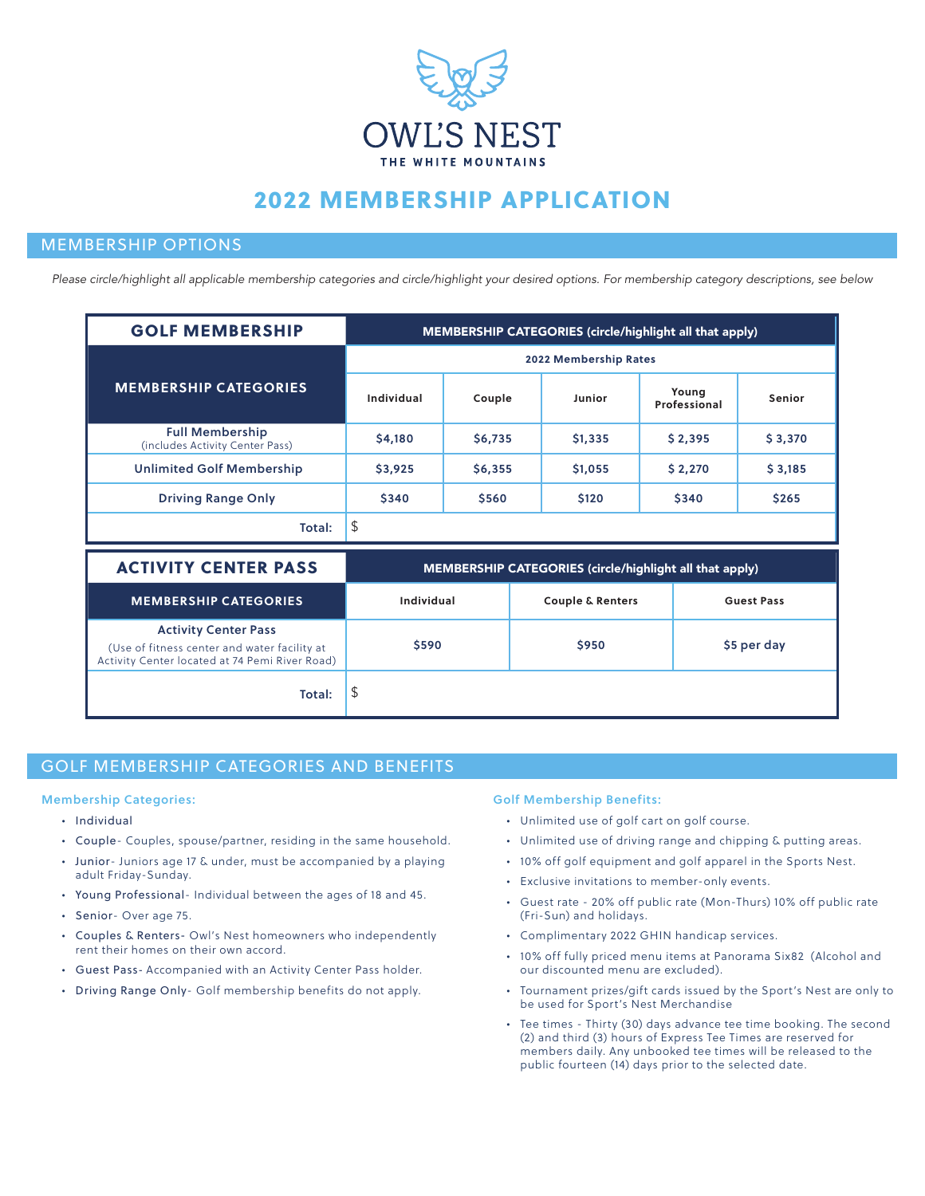# OWL'S NEST

THE WHITE MOUNTAINS

# 2022 MEMBERSHIP APPLICATION

## MEMBERSHIP OPTIONS

*Please circle/highlight all applicable membership categories and circle/highlight your desired options. For membership category descriptions, see below*

| GOLF MEMBERSHIP | MEMBERSHIP CATEGORIES (circle/highlight all that apply) | | | | |
|---|---|---|---|---|---|
| MEMBERSHIP CATEGORIES | 2022 Membership Rates | | | | |
| | Individual | Couple | Junior | Young Professional | Senior |
| Full Membership (includes Activity Center Pass) | $4,180 | $6,735 | $1,335 | $ 2,395 | $ 3,370 |
| Unlimited Golf Membership | $3,925 | $6,355 | $1,055 | $ 2,270 | $ 3,185 |
| Driving Range Only | $340 | $560 | $120 | $340 | $265 |
| Total: | $ | | | | |

| ACTIVITY CENTER PASS | MEMBERSHIP CATEGORIES (circle/highlight all that apply) | | |
|---|---|---|---|
| MEMBERSHIP CATEGORIES | Individual | Couple & Renters | Guest Pass |
| Activity Center Pass (Use of fitness center and water facility at Activity Center located at 74 Pemi River Road) | $590 | $950 | $5 per day |
| Total: | $ | | |

## GOLF MEMBERSHIP CATEGORIES AND BENEFITS

### Membership Categories:

- Individual
- Couple- Couples, spouse/partner, residing in the same household.
- Junior- Juniors age 17 & under, must be accompanied by a playing adult Friday-Sunday.
- Young Professional- Individual between the ages of 18 and 45.
- Senior- Over age 75.
- Couples & Renters- Owl's Nest homeowners who independently rent their homes on their own accord.
- Guest Pass- Accompanied with an Activity Center Pass holder.
- Driving Range Only- Golf membership benefits do not apply.

### Golf Membership Benefits:

- Unlimited use of golf cart on golf course.
- Unlimited use of driving range and chipping & putting areas.
- 10% off golf equipment and golf apparel in the Sports Nest.
- Exclusive invitations to member-only events.
- Guest rate - 20% off public rate (Mon-Thurs) 10% off public rate (Fri-Sun) and holidays.
- Complimentary 2022 GHIN handicap services.
- 10% off fully priced menu items at Panorama Six82 (Alcohol and our discounted menu are excluded).
- Tournament prizes/gift cards issued by the Sport's Nest are only to be used for Sport's Nest Merchandise
- Tee times - Thirty (30) days advance tee time booking. The second (2) and third (3) hours of Express Tee Times are reserved for members daily. Any unbooked tee times will be released to the public fourteen (14) days prior to the selected date.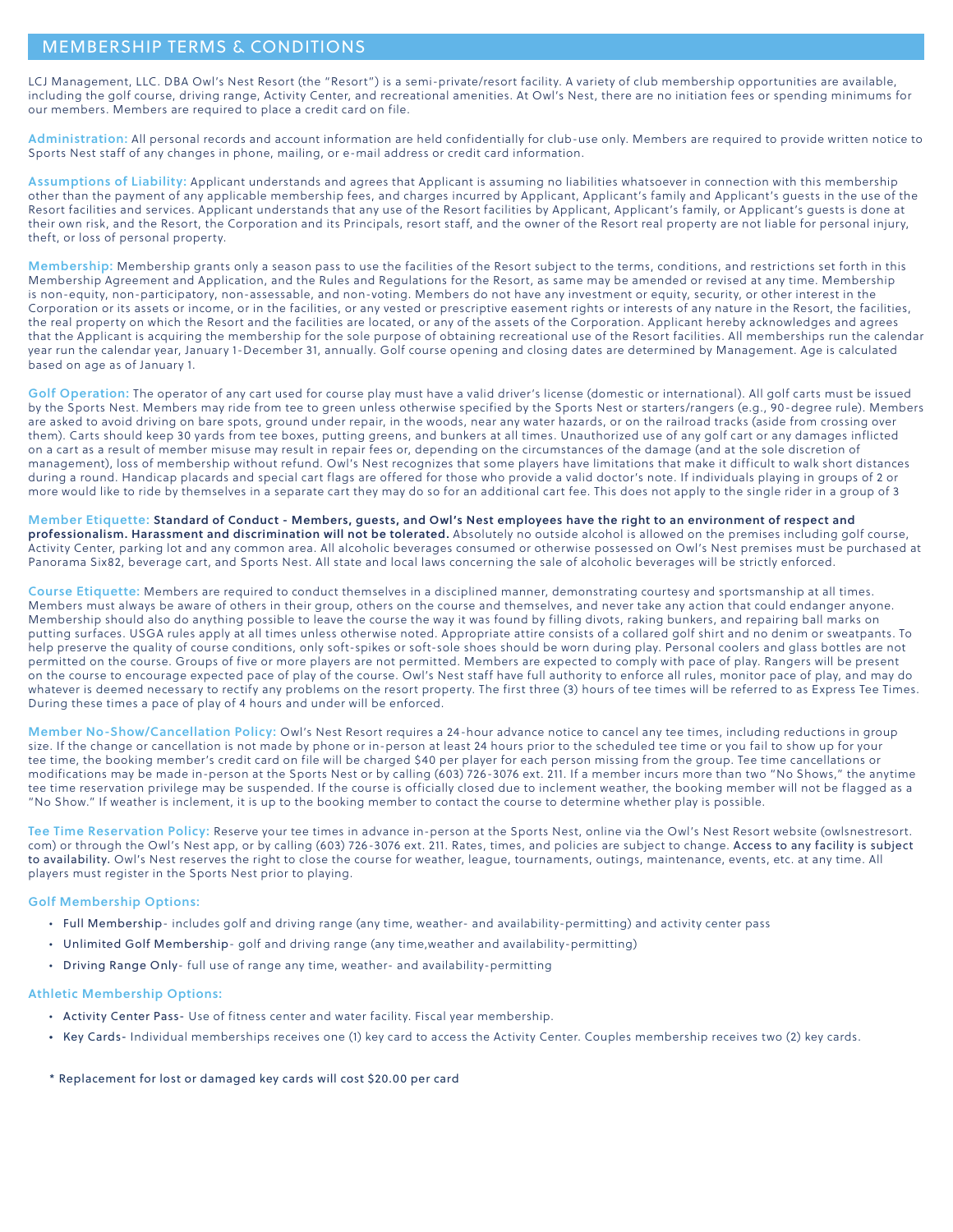## MEMBERSHIP TERMS & CONDITIONS

LCJ Management, LLC. DBA Owl's Nest Resort (the "Resort") is a semi-private/resort facility. A variety of club membership opportunities are available, including the golf course, driving range, Activity Center, and recreational amenities. At Owl's Nest, there are no initiation fees or spending minimums for our members. Members are required to place a credit card on file.

**Administration:** All personal records and account information are held confidentially for club-use only. Members are required to provide written notice to Sports Nest staff of any changes in phone, mailing, or e-mail address or credit card information.

**Assumptions of Liability:** Applicant understands and agrees that Applicant is assuming no liabilities whatsoever in connection with this membership other than the payment of any applicable membership fees, and charges incurred by Applicant, Applicant's family and Applicant's guests in the use of the Resort facilities and services. Applicant understands that any use of the Resort facilities by Applicant, Applicant's family, or Applicant's guests is done at their own risk, and the Resort, the Corporation and its Principals, resort staff, and the owner of the Resort real property are not liable for personal injury, theft, or loss of personal property.

**Membership:** Membership grants only a season pass to use the facilities of the Resort subject to the terms, conditions, and restrictions set forth in this Membership Agreement and Application, and the Rules and Regulations for the Resort, as same may be amended or revised at any time. Membership is non-equity, non-participatory, non-assessable, and non-voting. Members do not have any investment or equity, security, or other interest in the Corporation or its assets or income, or in the facilities, or any vested or prescriptive easement rights or interests of any nature in the Resort, the facilities, the real property on which the Resort and the facilities are located, or any of the assets of the Corporation. Applicant hereby acknowledges and agrees that the Applicant is acquiring the membership for the sole purpose of obtaining recreational use of the Resort facilities. All memberships run the calendar year run the calendar year, January 1-December 31, annually. Golf course opening and closing dates are determined by Management. Age is calculated based on age as of January 1.

**Golf Operation:** The operator of any cart used for course play must have a valid driver's license (domestic or international). All golf carts must be issued by the Sports Nest. Members may ride from tee to green unless otherwise specified by the Sports Nest or starters/rangers (e.g., 90-degree rule). Members are asked to avoid driving on bare spots, ground under repair, in the woods, near any water hazards, or on the railroad tracks (aside from crossing over them). Carts should keep 30 yards from tee boxes, putting greens, and bunkers at all times. Unauthorized use of any golf cart or any damages inflicted on a cart as a result of member misuse may result in repair fees or, depending on the circumstances of the damage (and at the sole discretion of management), loss of membership without refund. Owl's Nest recognizes that some players have limitations that make it difficult to walk short distances during a round. Handicap placards and special cart flags are offered for those who provide a valid doctor's note. If individuals playing in groups of 2 or more would like to ride by themselves in a separate cart they may do so for an additional cart fee. This does not apply to the single rider in a group of 3

**Member Etiquette:** **Standard of Conduct - Members, guests, and Owl's Nest employees have the right to an environment of respect and professionalism. Harassment and discrimination will not be tolerated.** Absolutely no outside alcohol is allowed on the premises including golf course, Activity Center, parking lot and any common area. All alcoholic beverages consumed or otherwise possessed on Owl's Nest premises must be purchased at Panorama Six82, beverage cart, and Sports Nest. All state and local laws concerning the sale of alcoholic beverages will be strictly enforced.

**Course Etiquette:** Members are required to conduct themselves in a disciplined manner, demonstrating courtesy and sportsmanship at all times. Members must always be aware of others in their group, others on the course and themselves, and never take any action that could endanger anyone. Membership should also do anything possible to leave the course the way it was found by filling divots, raking bunkers, and repairing ball marks on putting surfaces. USGA rules apply at all times unless otherwise noted. Appropriate attire consists of a collared golf shirt and no denim or sweatpants. To help preserve the quality of course conditions, only soft-spikes or soft-sole shoes should be worn during play. Personal coolers and glass bottles are not permitted on the course. Groups of five or more players are not permitted. Members are expected to comply with pace of play. Rangers will be present on the course to encourage expected pace of play of the course. Owl's Nest staff have full authority to enforce all rules, monitor pace of play, and may do whatever is deemed necessary to rectify any problems on the resort property. The first three (3) hours of tee times will be referred to as Express Tee Times. During these times a pace of play of 4 hours and under will be enforced.

**Member No-Show/Cancellation Policy:** Owl's Nest Resort requires a 24-hour advance notice to cancel any tee times, including reductions in group size. If the change or cancellation is not made by phone or in-person at least 24 hours prior to the scheduled tee time or you fail to show up for your tee time, the booking member's credit card on file will be charged $40 per player for each person missing from the group. Tee time cancellations or modifications may be made in-person at the Sports Nest or by calling (603) 726-3076 ext. 211. If a member incurs more than two "No Shows," the anytime tee time reservation privilege may be suspended. If the course is officially closed due to inclement weather, the booking member will not be flagged as a "No Show." If weather is inclement, it is up to the booking member to contact the course to determine whether play is possible.

**Tee Time Reservation Policy:** Reserve your tee times in advance in-person at the Sports Nest, online via the Owl's Nest Resort website (owlsnestresort.com) or through the Owl's Nest app, or by calling (603) 726-3076 ext. 211. Rates, times, and policies are subject to change. Access to any facility is subject to availability. Owl's Nest reserves the right to close the course for weather, league, tournaments, outings, maintenance, events, etc. at any time. All players must register in the Sports Nest prior to playing.

### Golf Membership Options:

- Full Membership- includes golf and driving range (any time, weather- and availability-permitting) and activity center pass
- Unlimited Golf Membership- golf and driving range (any time,weather and availability-permitting)
- Driving Range Only- full use of range any time, weather- and availability-permitting

### Athletic Membership Options:

- Activity Center Pass- Use of fitness center and water facility. Fiscal year membership.
- Key Cards- Individual memberships receives one (1) key card to access the Activity Center. Couples membership receives two (2) key cards.

\* Replacement for lost or damaged key cards will cost $20.00 per card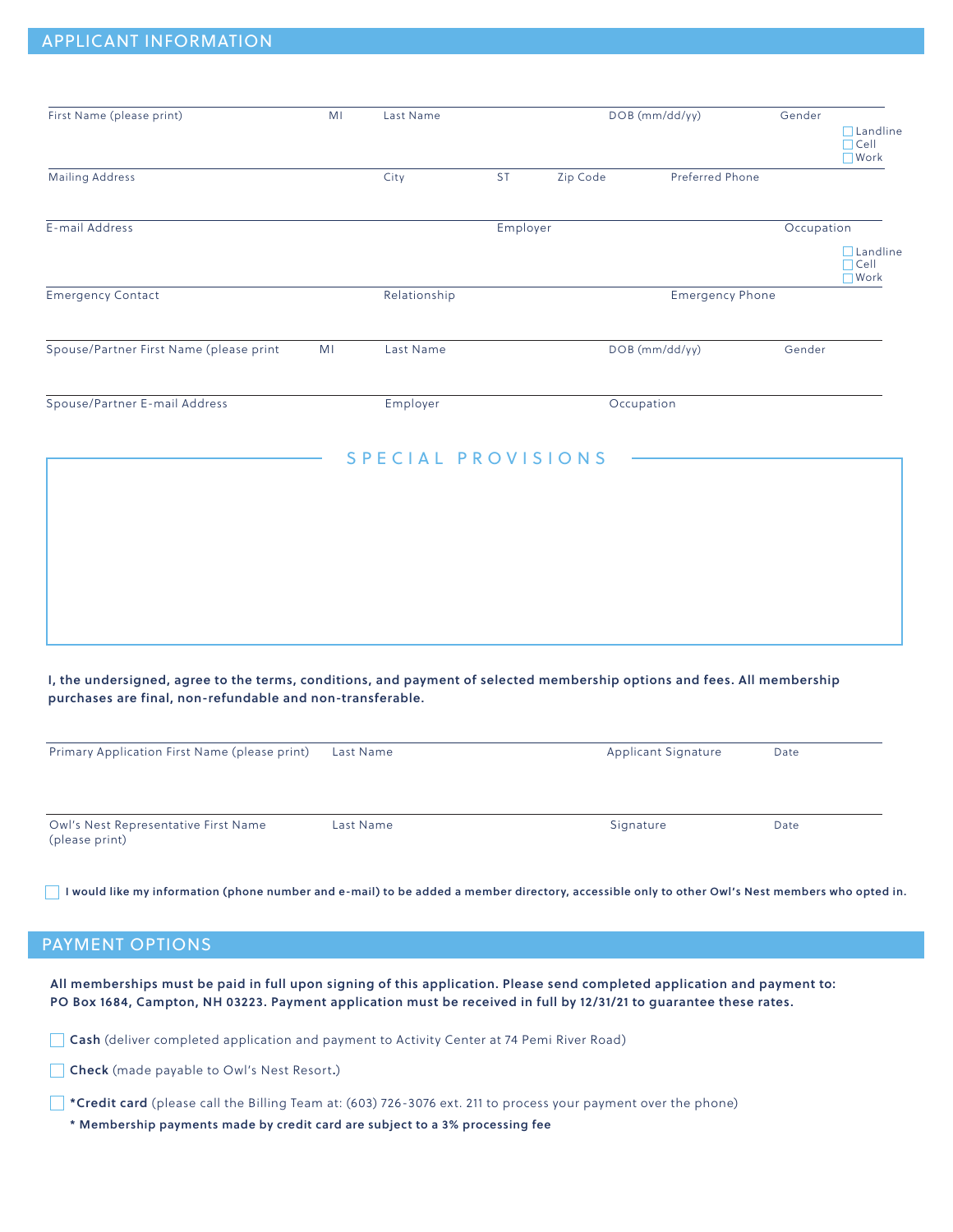## APPLICANT INFORMATION

| First Name (please print) | MI | Last Name | DOB (mm/dd/yy) | Gender |
|---|---|---|---|---|
| | | | | |

| Mailing Address | City | ST | Zip Code | Preferred Phone ☐ Landline ☐ Cell ☐ Work |
|---|---|---|---|---|
| | | | | |

| E-mail Address | Employer | Occupation |
|---|---|---|
| | | |

| Emergency Contact | Relationship | Emergency Phone ☐ Landline ☐ Cell ☐ Work |
|---|---|---|
| | | |

| Spouse/Partner First Name (please print | MI | Last Name | DOB (mm/dd/yy) | Gender |
|---|---|---|---|---|
| | | | | |

| Spouse/Partner E-mail Address | Employer | Occupation |
|---|---|---|
| | | |

### SPECIAL PROVISIONS

**I, the undersigned, agree to the terms, conditions, and payment of selected membership options and fees. All membership purchases are final, non-refundable and non-transferable.**

| Primary Application First Name (please print) | Last Name | Applicant Signature | Date |
|---|---|---|---|
| | | | |

| Owl's Nest Representative First Name (please print) | Last Name | Signature | Date |
|---|---|---|---|
| | | | |

☐ **I would like my information (phone number and e-mail) to be added a member directory, accessible only to other Owl's Nest members who opted in.**

## PAYMENT OPTIONS

**All memberships must be paid in full upon signing of this application. Please send completed application and payment to: PO Box 1684, Campton, NH 03223. Payment application must be received in full by 12/31/21 to guarantee these rates.**

☐ **Cash** (deliver completed application and payment to Activity Center at 74 Pemi River Road)

☐ **Check** (made payable to Owl's Nest Resort**.**)

☐ ***Credit card** (please call the Billing Team at: (603) 726-3076 ext. 211 to process your payment over the phone)

**\* Membership payments made by credit card are subject to a 3% processing fee**